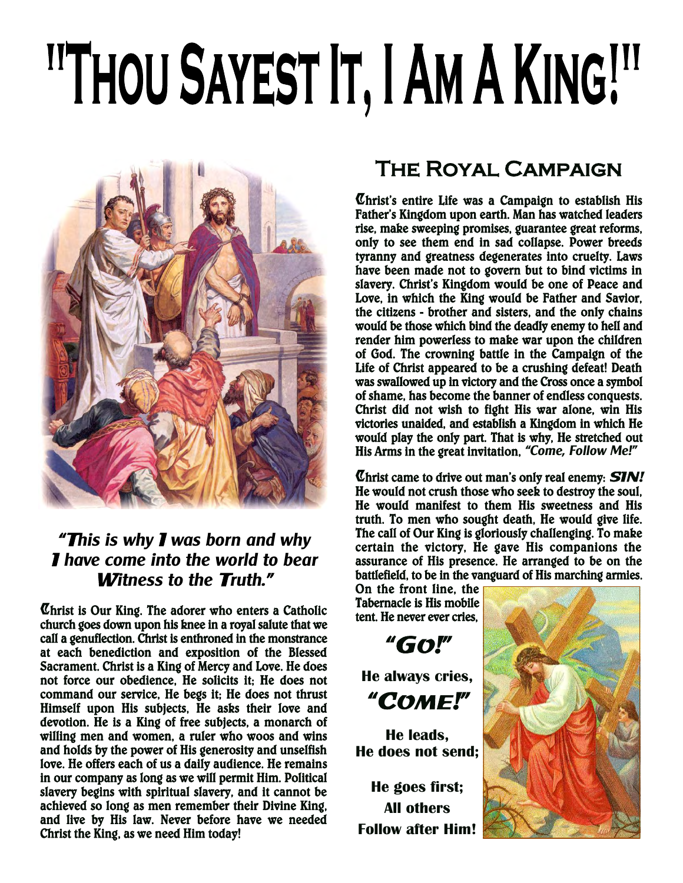# "Thou Sayest It, I Am A King!"

***"This is why I was born and why I have come into the world to bear Witness to the Truth."***

Christ is Our King. The adorer who enters a Catholic church goes down upon his knee in a royal salute that we call a genuflection. Christ is enthroned in the monstrance at each benediction and exposition of the Blessed Sacrament. Christ is a King of Mercy and Love. He does not force our obedience, He solicits it; He does not command our service, He begs it; He does not thrust Himself upon His subjects, He asks their love and devotion. He is a King of free subjects, a monarch of willing men and women, a ruler who woos and wins and holds by the power of His generosity and unselfish love. He offers each of us a daily audience. He remains in our company as long as we will permit Him. Political slavery begins with spiritual slavery, and it cannot be achieved so long as men remember their Divine King, and live by His law. Never before have we needed Christ the King, as we need Him today!

## The Royal Campaign

Christ's entire Life was a Campaign to establish His Father's Kingdom upon earth. Man has watched leaders rise, make sweeping promises, guarantee great reforms, only to see them end in sad collapse. Power breeds tyranny and greatness degenerates into cruelty. Laws have been made not to govern but to bind victims in slavery. Christ's Kingdom would be one of Peace and Love, in which the King would be Father and Savior, the citizens - brother and sisters, and the only chains would be those which bind the deadly enemy to hell and render him powerless to make war upon the children of God. The crowning battle in the Campaign of the Life of Christ appeared to be a crushing defeat! Death was swallowed up in victory and the Cross once a symbol of shame, has become the banner of endless conquests. Christ did not wish to fight His war alone, win His victories unaided, and establish a Kingdom in which He would play the only part. That is why, He stretched out His Arms in the great invitation, *"Come, Follow Me!"*

Christ came to drive out man's only real enemy: ***SIN!*** He would not crush those who seek to destroy the soul, He would manifest to them His sweetness and His truth. To men who sought death, He would give life. The call of Our King is gloriously challenging. To make certain the victory, He gave His companions the assurance of His presence. He arranged to be on the battlefield, to be in the vanguard of His marching armies. On the front line, the Tabernacle is His mobile tent. He never ever cries,

***"GO!"***

**He always cries,**

***"COME!"***

**He leads,**
**He does not send;**

**He goes first;**
**All others**
**Follow after Him!**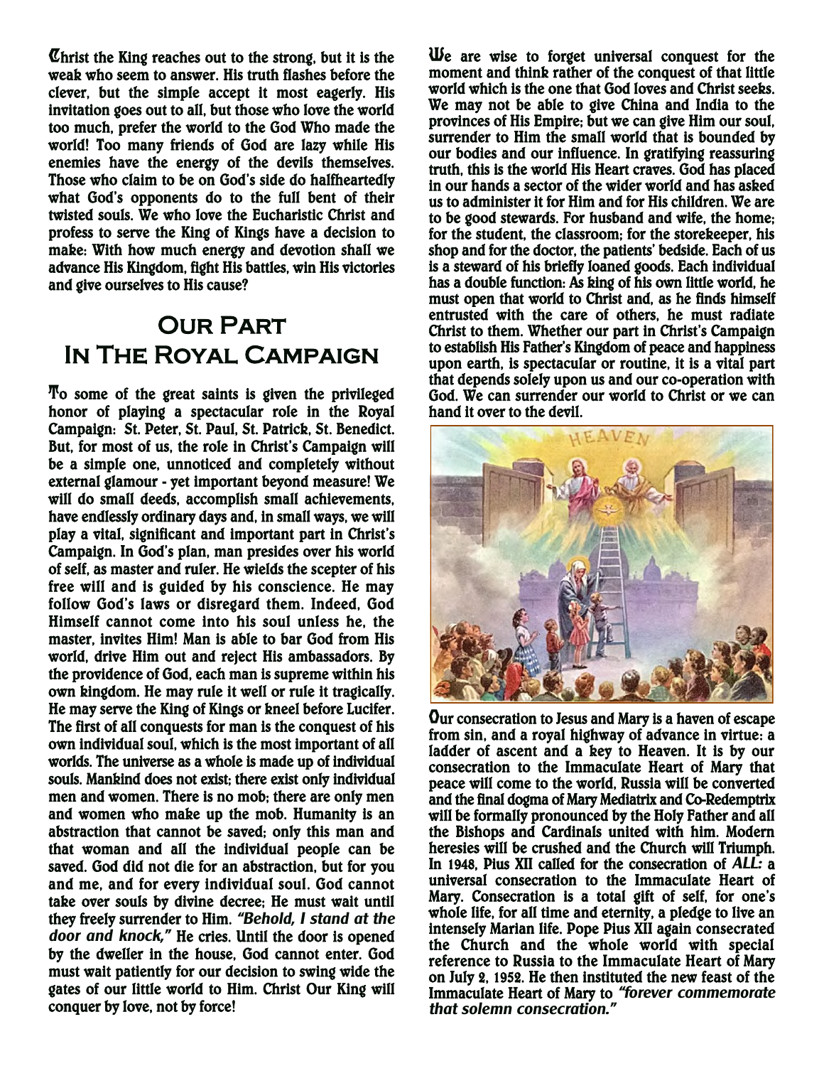Christ the King reaches out to the strong, but it is the weak who seem to answer. His truth flashes before the clever, but the simple accept it most eagerly. His invitation goes out to all, but those who love the world too much, prefer the world to the God Who made the world! Too many friends of God are lazy while His enemies have the energy of the devils themselves. Those who claim to be on God's side do halfheartedly what God's opponents do to the full bent of their twisted souls. We who love the Eucharistic Christ and profess to serve the King of Kings have a decision to make: With how much energy and devotion shall we advance His Kingdom, fight His battles, win His victories and give ourselves to His cause?

## Our Part In The Royal Campaign

To some of the great saints is given the privileged honor of playing a spectacular role in the Royal Campaign: St. Peter, St. Paul, St. Patrick, St. Benedict. But, for most of us, the role in Christ's Campaign will be a simple one, unnoticed and completely without external glamour - yet important beyond measure! We will do small deeds, accomplish small achievements, have endlessly ordinary days and, in small ways, we will play a vital, significant and important part in Christ's Campaign. In God's plan, man presides over his world of self, as master and ruler. He wields the scepter of his free will and is guided by his conscience. He may follow God's laws or disregard them. Indeed, God Himself cannot come into his soul unless he, the master, invites Him! Man is able to bar God from His world, drive Him out and reject His ambassadors. By the providence of God, each man is supreme within his own kingdom. He may rule it well or rule it tragically. He may serve the King of Kings or kneel before Lucifer. The first of all conquests for man is the conquest of his own individual soul, which is the most important of all worlds. The universe as a whole is made up of individual souls. Mankind does not exist; there exist only individual men and women. There is no mob; there are only men and women who make up the mob. Humanity is an abstraction that cannot be saved; only this man and that woman and all the individual people can be saved. God did not die for an abstraction, but for you and me, and for every individual soul. God cannot take over souls by divine decree; He must wait until they freely surrender to Him. *"Behold, I stand at the door and knock,"* He cries. Until the door is opened by the dweller in the house, God cannot enter. God must wait patiently for our decision to swing wide the gates of our little world to Him. Christ Our King will conquer by love, not by force!

We are wise to forget universal conquest for the moment and think rather of the conquest of that little world which is the one that God loves and Christ seeks. We may not be able to give China and India to the provinces of His Empire; but we can give Him our soul, surrender to Him the small world that is bounded by our bodies and our influence. In gratifying reassuring truth, this is the world His Heart craves. God has placed in our hands a sector of the wider world and has asked us to administer it for Him and for His children. We are to be good stewards. For husband and wife, the home; for the student, the classroom; for the storekeeper, his shop and for the doctor, the patients' bedside. Each of us is a steward of his briefly loaned goods. Each individual has a double function: As king of his own little world, he must open that world to Christ and, as he finds himself entrusted with the care of others, he must radiate Christ to them. Whether our part in Christ's Campaign to establish His Father's Kingdom of peace and happiness upon earth, is spectacular or routine, it is a vital part that depends solely upon us and our co-operation with God. We can surrender our world to Christ or we can hand it over to the devil.

Our consecration to Jesus and Mary is a haven of escape from sin, and a royal highway of advance in virtue: a ladder of ascent and a key to Heaven. It is by our consecration to the Immaculate Heart of Mary that peace will come to the world, Russia will be converted and the final dogma of Mary Mediatrix and Co-Redemptrix will be formally pronounced by the Holy Father and all the Bishops and Cardinals united with him. Modern heresies will be crushed and the Church will Triumph. In 1948, Pius XII called for the consecration of *ALL:* a universal consecration to the Immaculate Heart of Mary. Consecration is a total gift of self, for one's whole life, for all time and eternity, a pledge to live an intensely Marian life. Pope Pius XII again consecrated the Church and the whole world with special reference to Russia to the Immaculate Heart of Mary on July 2, 1952. He then instituted the new feast of the Immaculate Heart of Mary to *"forever commemorate that solemn consecration."*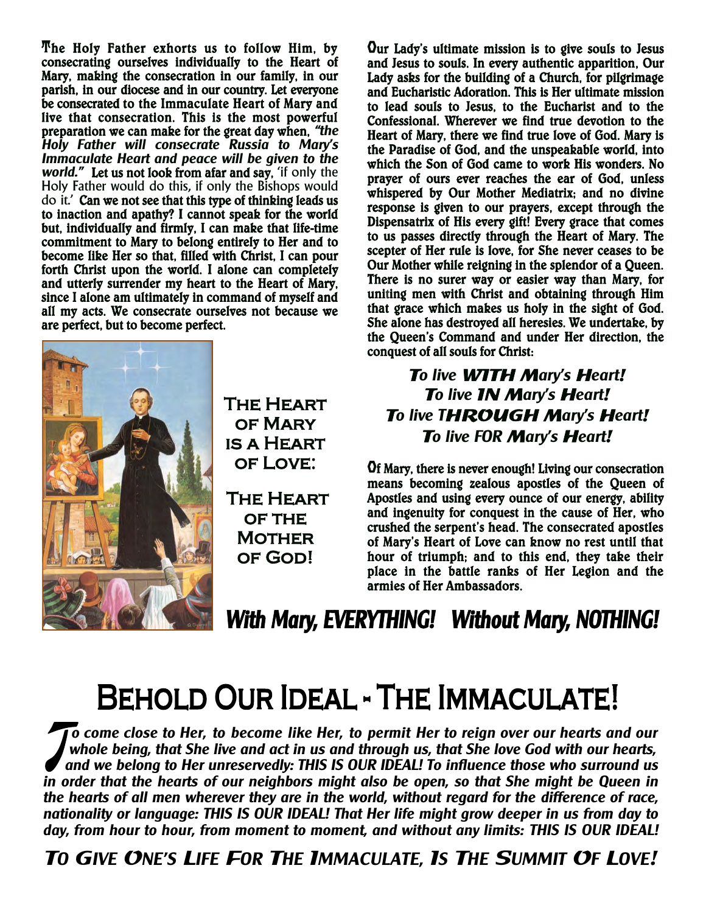The Holy Father exhorts us to follow Him, by consecrating ourselves individually to the Heart of Mary, making the consecration in our family, in our parish, in our diocese and in our country. Let everyone be consecrated to the Immaculate Heart of Mary and live that consecration. This is the most powerful preparation we can make for the great day when, *"the Holy Father will consecrate Russia to Mary's Immaculate Heart and peace will be given to the world."* Let us not look from afar and say, 'if only the Holy Father would do this, if only the Bishops would do it.' Can we not see that this type of thinking leads us to inaction and apathy? I cannot speak for the world but, individually and firmly, I can make that life-time commitment to Mary to belong entirely to Her and to become like Her so that, filled with Christ, I can pour forth Christ upon the world. I alone can completely and utterly surrender my heart to the Heart of Mary, since I alone am ultimately in command of myself and all my acts. We consecrate ourselves not because we are perfect, but to become perfect.

**The Heart of Mary is a Heart of Love:**

**The Heart of the Mother of God!**

Our Lady's ultimate mission is to give souls to Jesus and Jesus to souls. In every authentic apparition, Our Lady asks for the building of a Church, for pilgrimage and Eucharistic Adoration. This is Her ultimate mission to lead souls to Jesus, to the Eucharist and to the Confessional. Wherever we find true devotion to the Heart of Mary, there we find true love of God. Mary is the Paradise of God, and the unspeakable world, into which the Son of God came to work His wonders. No prayer of ours ever reaches the ear of God, unless whispered by Our Mother Mediatrix; and no divine response is given to our prayers, except through the Dispensatrix of His every gift! Every grace that comes to us passes directly through the Heart of Mary. The scepter of Her rule is love, for She never ceases to be Our Mother while reigning in the splendor of a Queen. There is no surer way or easier way than Mary, for uniting men with Christ and obtaining through Him that grace which makes us holy in the sight of God. She alone has destroyed all heresies. We undertake, by the Queen's Command and under Her direction, the conquest of all souls for Christ:

***To live WITH Mary's Heart!***
***To live IN Mary's Heart!***
***To live THROUGH Mary's Heart!***
***To live FOR Mary's Heart!***

Of Mary, there is never enough! Living our consecration means becoming zealous apostles of the Queen of Apostles and using every ounce of our energy, ability and ingenuity for conquest in the cause of Her, who crushed the serpent's head. The consecrated apostles of Mary's Heart of Love can know no rest until that hour of triumph; and to this end, they take their place in the battle ranks of Her Legion and the armies of Her Ambassadors.

***With Mary, EVERYTHING! Without Mary, NOTHING!***

# Behold Our Ideal - The Immaculate!

***To come close to Her, to become like Her, to permit Her to reign over our hearts and our whole being, that She live and act in us and through us, that She love God with our hearts, and we belong to Her unreservedly: THIS IS OUR IDEAL! To influence those who surround us in order that the hearts of our neighbors might also be open, so that She might be Queen in the hearts of all men wherever they are in the world, without regard for the difference of race, nationality or language: THIS IS OUR IDEAL! That Her life might grow deeper in us from day to day, from hour to hour, from moment to moment, and without any limits: THIS IS OUR IDEAL!***

***To Give One's Life For The Immaculate, Is The Summit Of Love!***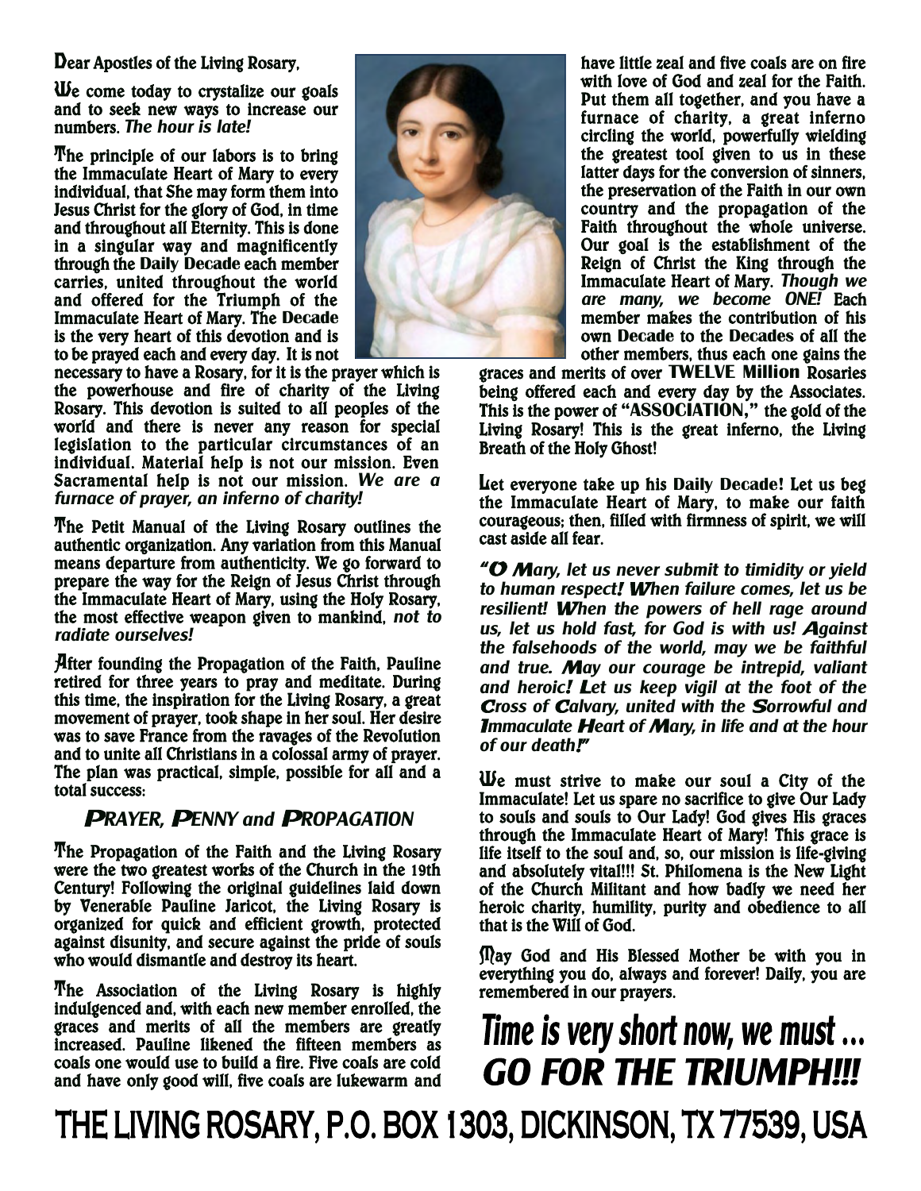Dear Apostles of the Living Rosary,

We come today to crystalize our goals and to seek new ways to increase our numbers. *The hour is late!*

The principle of our labors is to bring the Immaculate Heart of Mary to every individual, that She may form them into Jesus Christ for the glory of God, in time and throughout all Eternity. This is done in a singular way and magnificently through the **Daily Decade** each member carries, united throughout the world and offered for the Triumph of the Immaculate Heart of Mary. The **Decade** is the very heart of this devotion and is to be prayed each and every day. It is not necessary to have a Rosary, for it is the prayer which is the powerhouse and fire of charity of the Living Rosary. This devotion is suited to all peoples of the world and there is never any reason for special legislation to the particular circumstances of an individual. Material help is not our mission. Even Sacramental help is not our mission. *We are a furnace of prayer, an inferno of charity!*

The Petit Manual of the Living Rosary outlines the authentic organization. Any variation from this Manual means departure from authenticity. We go forward to prepare the way for the Reign of Jesus Christ through the Immaculate Heart of Mary, using the Holy Rosary, the most effective weapon given to mankind, *not to radiate ourselves!*

After founding the Propagation of the Faith, Pauline retired for three years to pray and meditate. During this time, the inspiration for the Living Rosary, a great movement of prayer, took shape in her soul. Her desire was to save France from the ravages of the Revolution and to unite all Christians in a colossal army of prayer. The plan was practical, simple, possible for all and a total success:

### *PRAYER, PENNY and PROPAGATION*

The Propagation of the Faith and the Living Rosary were the two greatest works of the Church in the 19th Century! Following the original guidelines laid down by Venerable Pauline Jaricot, the Living Rosary is organized for quick and efficient growth, protected against disunity, and secure against the pride of souls who would dismantle and destroy its heart.

The Association of the Living Rosary is highly indulgenced and, with each new member enrolled, the graces and merits of all the members are greatly increased. Pauline likened the fifteen members as coals one would use to build a fire. Five coals are cold and have only good will, five coals are lukewarm and have little zeal and five coals are on fire with love of God and zeal for the Faith. Put them all together, and you have a furnace of charity, a great inferno circling the world, powerfully wielding the greatest tool given to us in these latter days for the conversion of sinners, the preservation of the Faith in our own country and the propagation of the Faith throughout the whole universe. Our goal is the establishment of the Reign of Christ the King through the Immaculate Heart of Mary. *Though we are many, we become ONE!* Each member makes the contribution of his own **Decade** to the **Decades** of all the other members, thus each one gains the graces and merits of over **TWELVE Million** Rosaries being offered each and every day by the Associates. This is the power of **"ASSOCIATION,"** the gold of the Living Rosary! This is the great inferno, the Living Breath of the Holy Ghost!

Let everyone take up his **Daily Decade**! Let us beg the Immaculate Heart of Mary, to make our faith courageous; then, filled with firmness of spirit, we will cast aside all fear.

*"O Mary, let us never submit to timidity or yield to human respect! When failure comes, let us be resilient! When the powers of hell rage around us, let us hold fast, for God is with us! Against the falsehoods of the world, may we be faithful and true. May our courage be intrepid, valiant and heroic! Let us keep vigil at the foot of the Cross of Calvary, united with the Sorrowful and Immaculate Heart of Mary, in life and at the hour of our death!"*

We must strive to make our soul a City of the Immaculate! Let us spare no sacrifice to give Our Lady to souls and souls to Our Lady! God gives His graces through the Immaculate Heart of Mary! This grace is life itself to the soul and, so, our mission is life-giving and absolutely vital!!! St. Philomena is the New Light of the Church Militant and how badly we need her heroic charity, humility, purity and obedience to all that is the Will of God.

May God and His Blessed Mother be with you in everything you do, always and forever! Daily, you are remembered in our prayers.

## *Time is very short now, we must ...*
## ***GO FOR THE TRIUMPH!!!***

**THE LIVING ROSARY, P.O. BOX 1303, DICKINSON, TX 77539, USA**